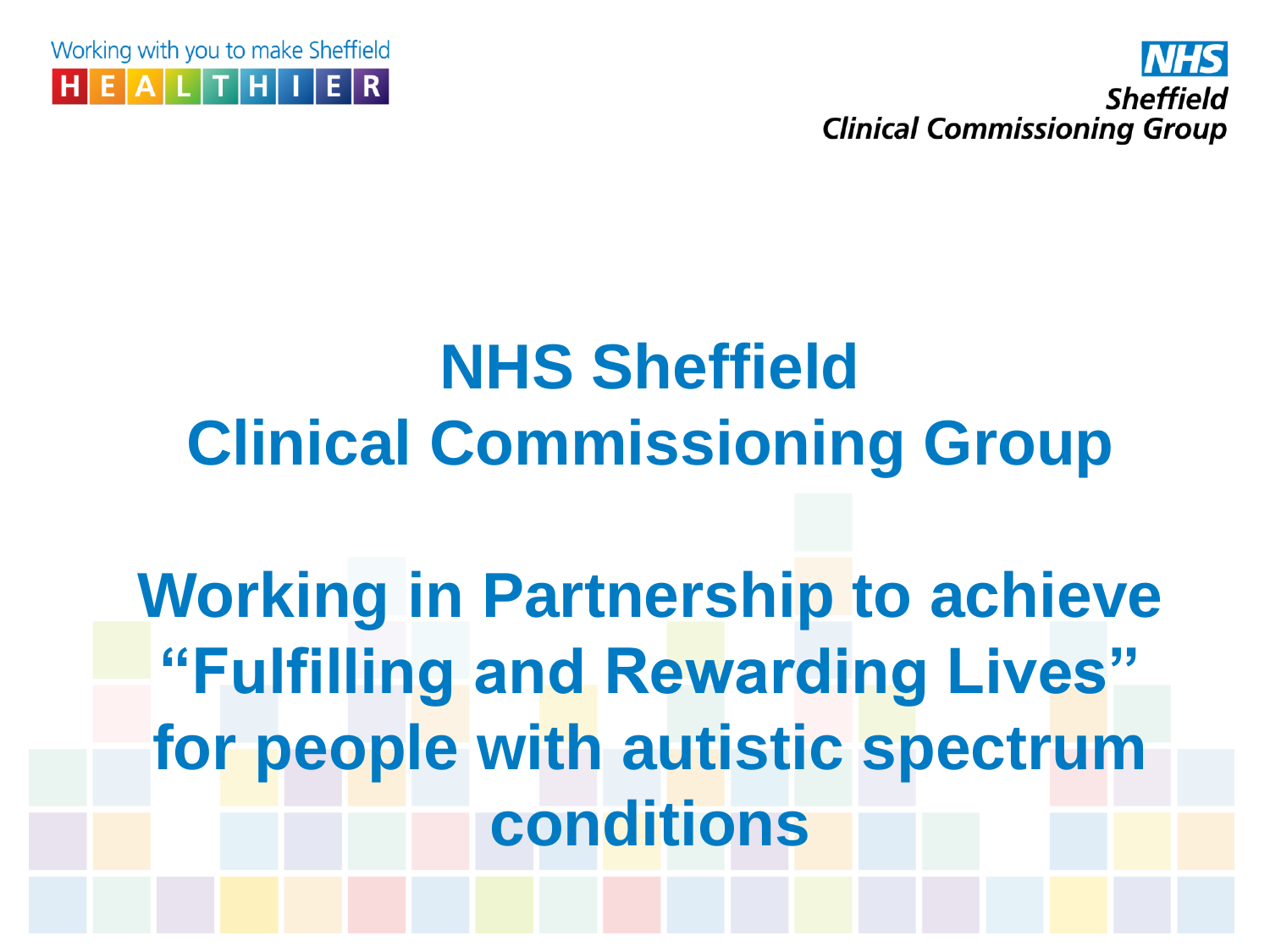Working with you to make Sheffield HEALTHIER

NHS Sheffield Clinical Commissioning Group

# NHS Sheffield Clinical Commissioning Group

# Working in Partnership to achieve "Fulfilling and Rewarding Lives" for people with autistic spectrum conditions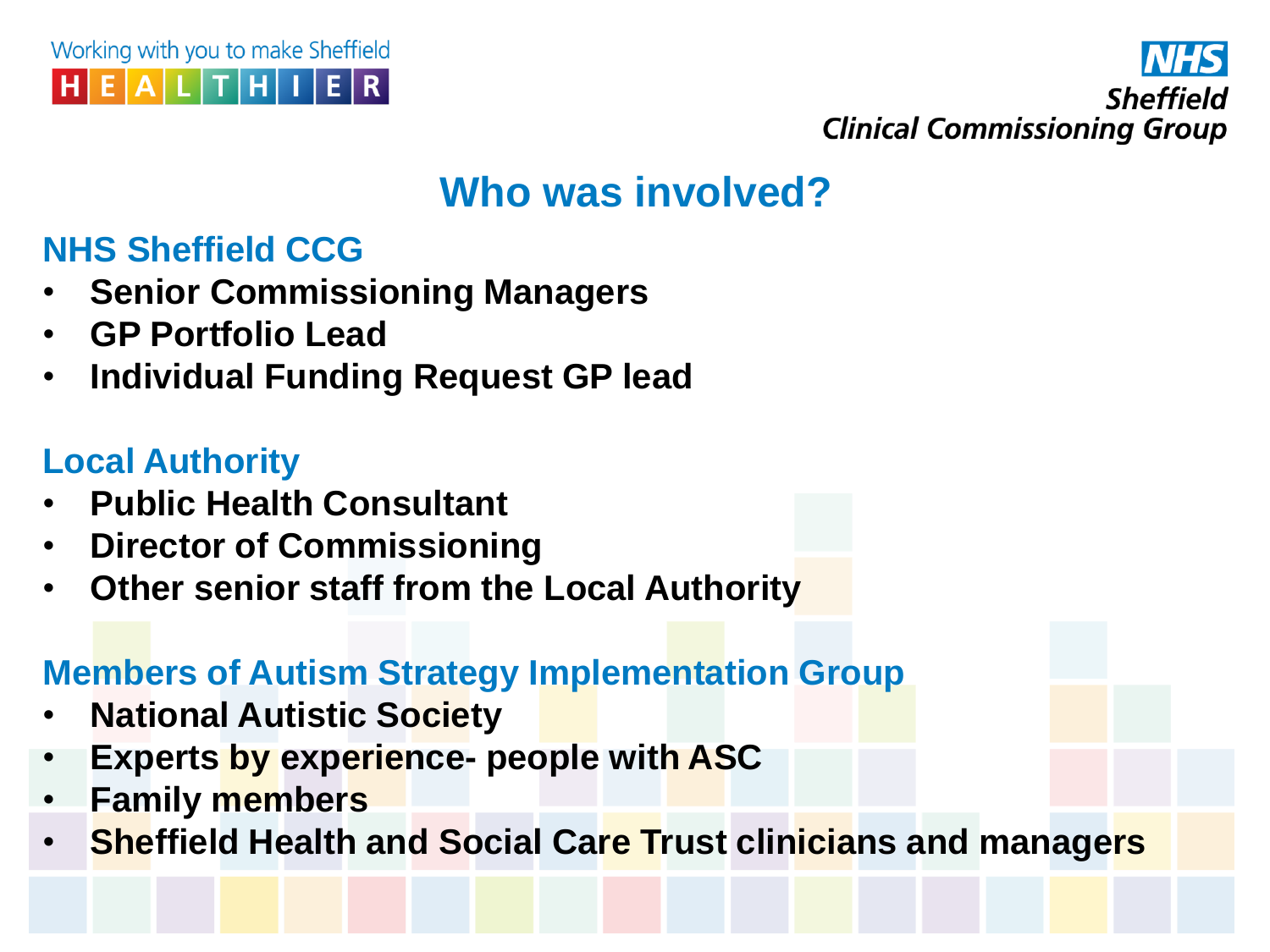# Who was involved?

## NHS Sheffield CCG

- **Senior Commissioning Managers**
- **GP Portfolio Lead**
- **Individual Funding Request GP lead**

## Local Authority

- **Public Health Consultant**
- **Director of Commissioning**
- **Other senior staff from the Local Authority**

## Members of Autism Strategy Implementation Group

- **National Autistic Society**
- **Experts by experience- people with ASC**
- **Family members**
- **Sheffield Health and Social Care Trust clinicians and managers**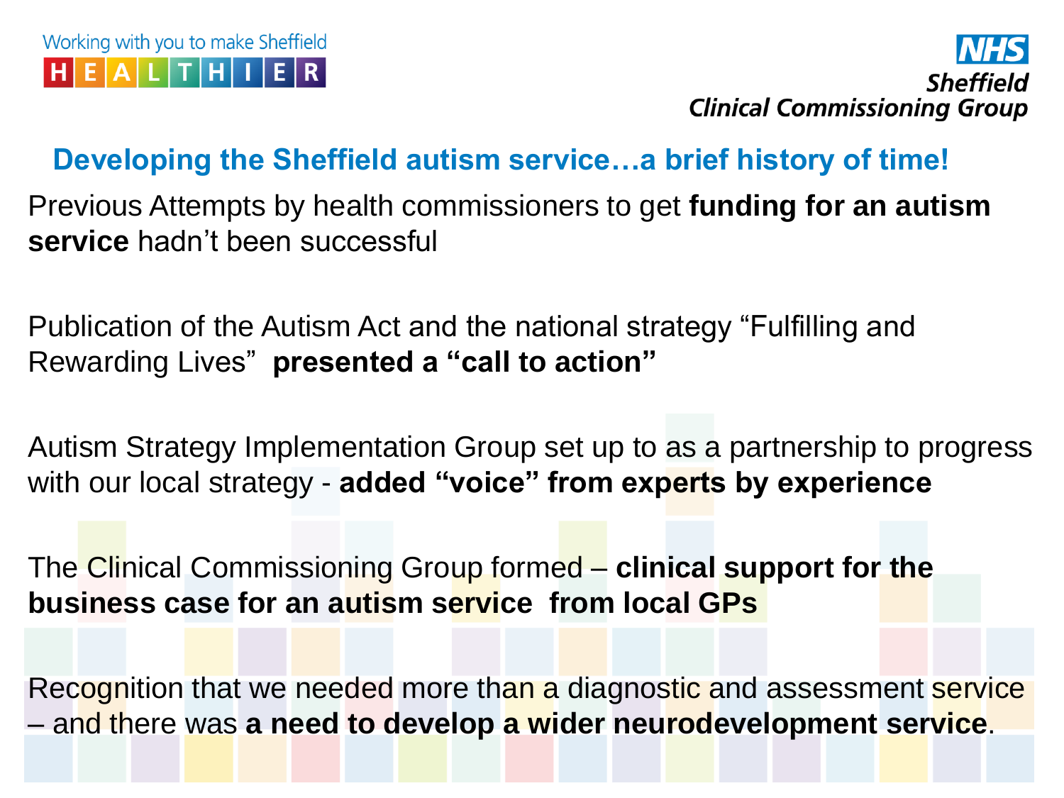## Developing the Sheffield autism service…a brief history of time!

Previous Attempts by health commissioners to get **funding for an autism service** hadn't been successful

Publication of the Autism Act and the national strategy "Fulfilling and Rewarding Lives" **presented a "call to action"**

Autism Strategy Implementation Group set up to as a partnership to progress with our local strategy - **added "voice" from experts by experience**

The Clinical Commissioning Group formed – **clinical support for the business case for an autism service from local GPs**

Recognition that we needed more than a diagnostic and assessment service – and there was **a need to develop a wider neurodevelopment service**.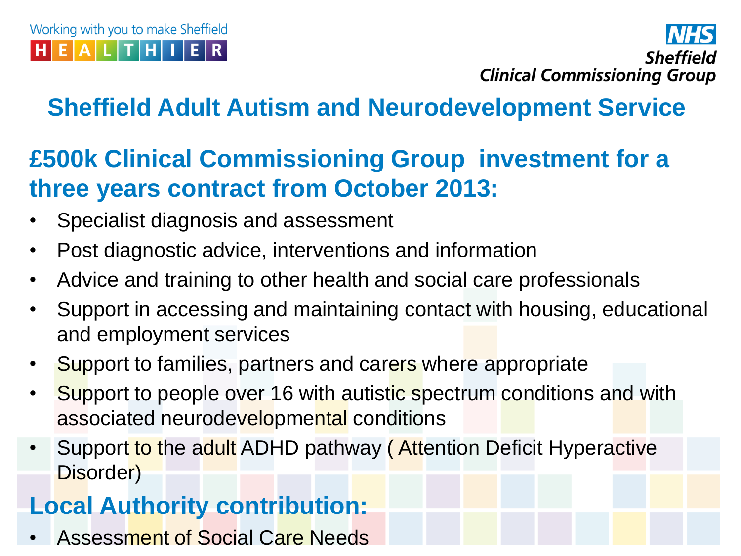Working with you to make Sheffield HEALTHIER

NHS Sheffield Clinical Commissioning Group

# Sheffield Adult Autism and Neurodevelopment Service

## £500k Clinical Commissioning Group investment for a three years contract from October 2013:

- Specialist diagnosis and assessment
- Post diagnostic advice, interventions and information
- Advice and training to other health and social care professionals
- Support in accessing and maintaining contact with housing, educational and employment services
- Support to families, partners and carers where appropriate
- Support to people over 16 with autistic spectrum conditions and with associated neurodevelopmental conditions
- Support to the adult ADHD pathway ( Attention Deficit Hyperactive Disorder)

## Local Authority contribution:

- Assessment of Social Care Needs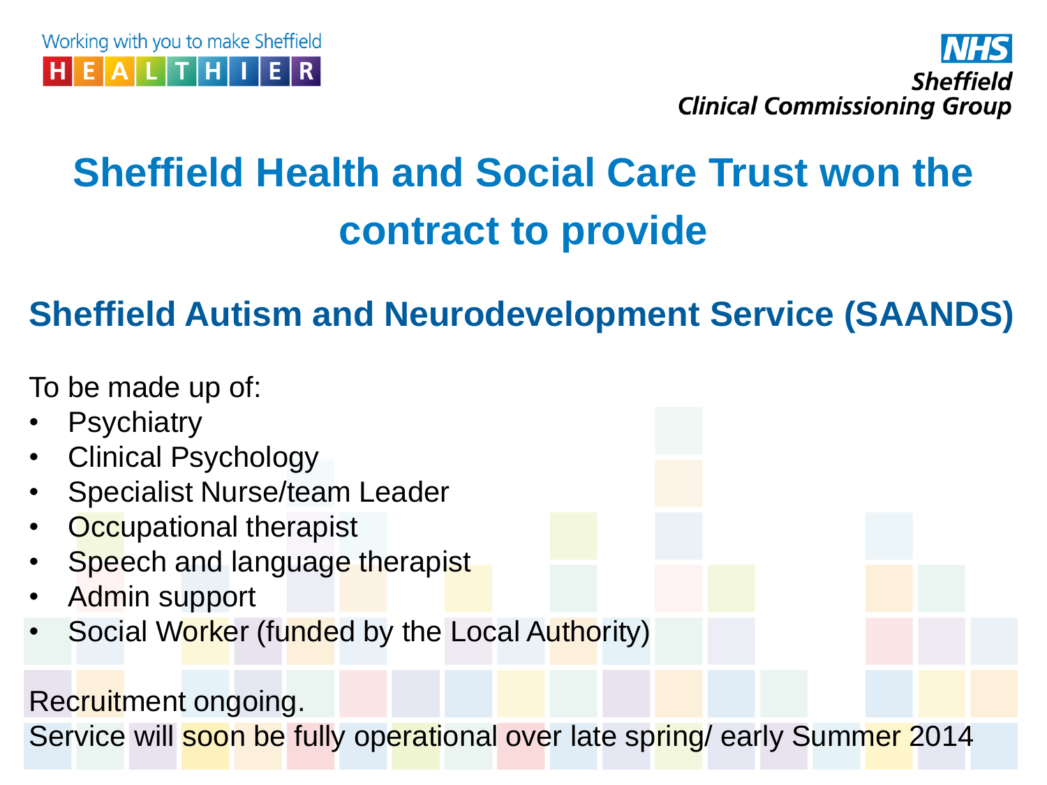# Sheffield Health and Social Care Trust won the contract to provide

## Sheffield Autism and Neurodevelopment Service (SAANDS)

To be made up of:

- Psychiatry
- Clinical Psychology
- Specialist Nurse/team Leader
- Occupational therapist
- Speech and language therapist
- Admin support
- Social Worker (funded by the Local Authority)

Recruitment ongoing.
Service will soon be fully operational over late spring/ early Summer 2014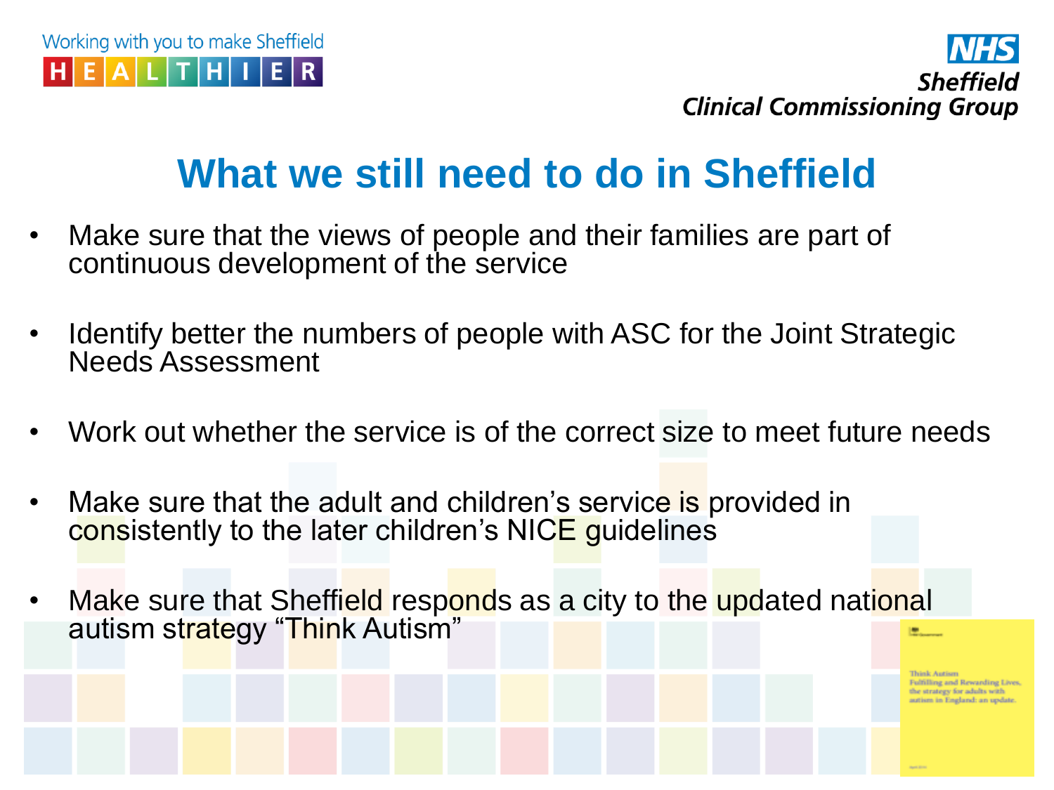# What we still need to do in Sheffield

- Make sure that the views of people and their families are part of continuous development of the service
- Identify better the numbers of people with ASC for the Joint Strategic Needs Assessment
- Work out whether the service is of the correct size to meet future needs
- Make sure that the adult and children's service is provided in consistently to the later children's NICE guidelines
- Make sure that Sheffield responds as a city to the updated national autism strategy "Think Autism"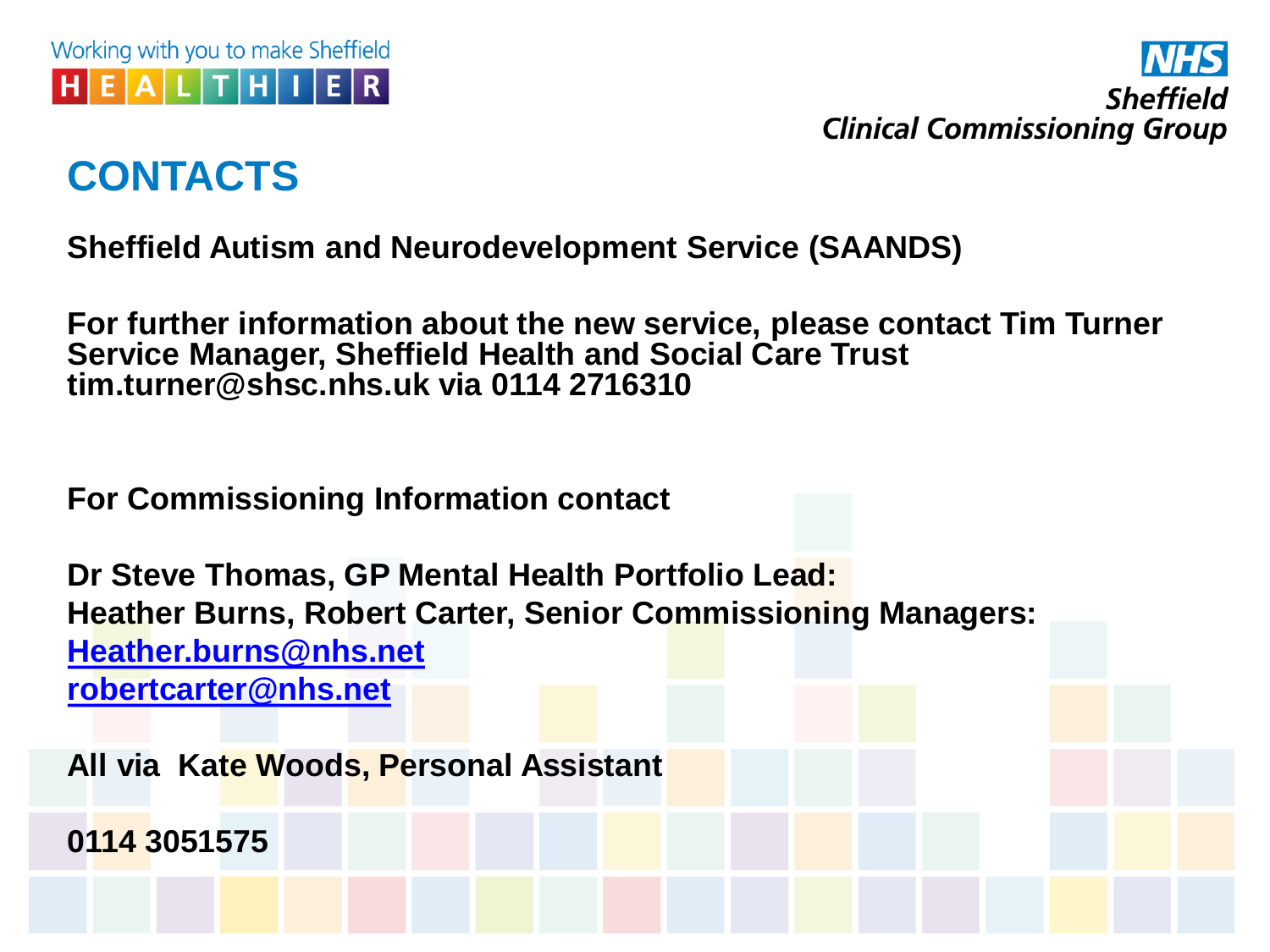Working with you to make Sheffield HEALTHIER

NHS Sheffield Clinical Commissioning Group

# CONTACTS

**Sheffield Autism and Neurodevelopment Service (SAANDS)**

**For further information about the new service, please contact Tim Turner Service Manager, Sheffield Health and Social Care Trust tim.turner@shsc.nhs.uk via 0114 2716310**

**For Commissioning Information contact**

**Dr Steve Thomas, GP Mental Health Portfolio Lead:**
**Heather Burns, Robert Carter, Senior Commissioning Managers:**
**Heather.burns@nhs.net**
**robertcarter@nhs.net**

**All via Kate Woods, Personal Assistant**

**0114 3051575**